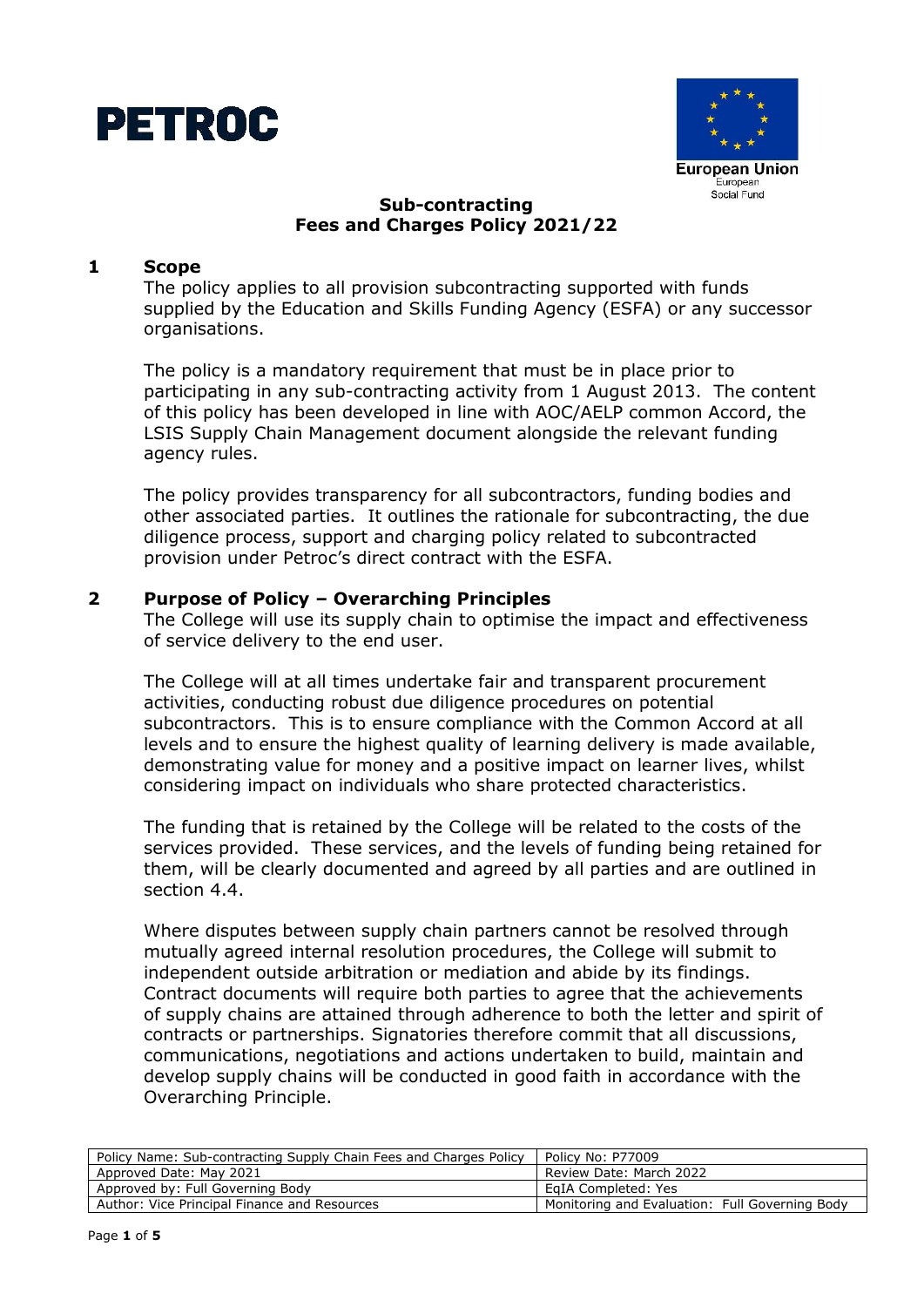PETROC

European Union
European
Social Fund

# Sub-contracting Fees and Charges Policy 2021/22

## 1 Scope

The policy applies to all provision subcontracting supported with funds supplied by the Education and Skills Funding Agency (ESFA) or any successor organisations.

The policy is a mandatory requirement that must be in place prior to participating in any sub-contracting activity from 1 August 2013. The content of this policy has been developed in line with AOC/AELP common Accord, the LSIS Supply Chain Management document alongside the relevant funding agency rules.

The policy provides transparency for all subcontractors, funding bodies and other associated parties. It outlines the rationale for subcontracting, the due diligence process, support and charging policy related to subcontracted provision under Petroc's direct contract with the ESFA.

## 2 Purpose of Policy – Overarching Principles

The College will use its supply chain to optimise the impact and effectiveness of service delivery to the end user.

The College will at all times undertake fair and transparent procurement activities, conducting robust due diligence procedures on potential subcontractors. This is to ensure compliance with the Common Accord at all levels and to ensure the highest quality of learning delivery is made available, demonstrating value for money and a positive impact on learner lives, whilst considering impact on individuals who share protected characteristics.

The funding that is retained by the College will be related to the costs of the services provided. These services, and the levels of funding being retained for them, will be clearly documented and agreed by all parties and are outlined in section 4.4.

Where disputes between supply chain partners cannot be resolved through mutually agreed internal resolution procedures, the College will submit to independent outside arbitration or mediation and abide by its findings. Contract documents will require both parties to agree that the achievements of supply chains are attained through adherence to both the letter and spirit of contracts or partnerships. Signatories therefore commit that all discussions, communications, negotiations and actions undertaken to build, maintain and develop supply chains will be conducted in good faith in accordance with the Overarching Principle.

| Policy Name: Sub-contracting Supply Chain Fees and Charges Policy | Policy No: P77009 |
|---|---|
| Approved Date: May 2021 | Review Date: March 2022 |
| Approved by: Full Governing Body | EqIA Completed: Yes |
| Author: Vice Principal Finance and Resources | Monitoring and Evaluation: Full Governing Body |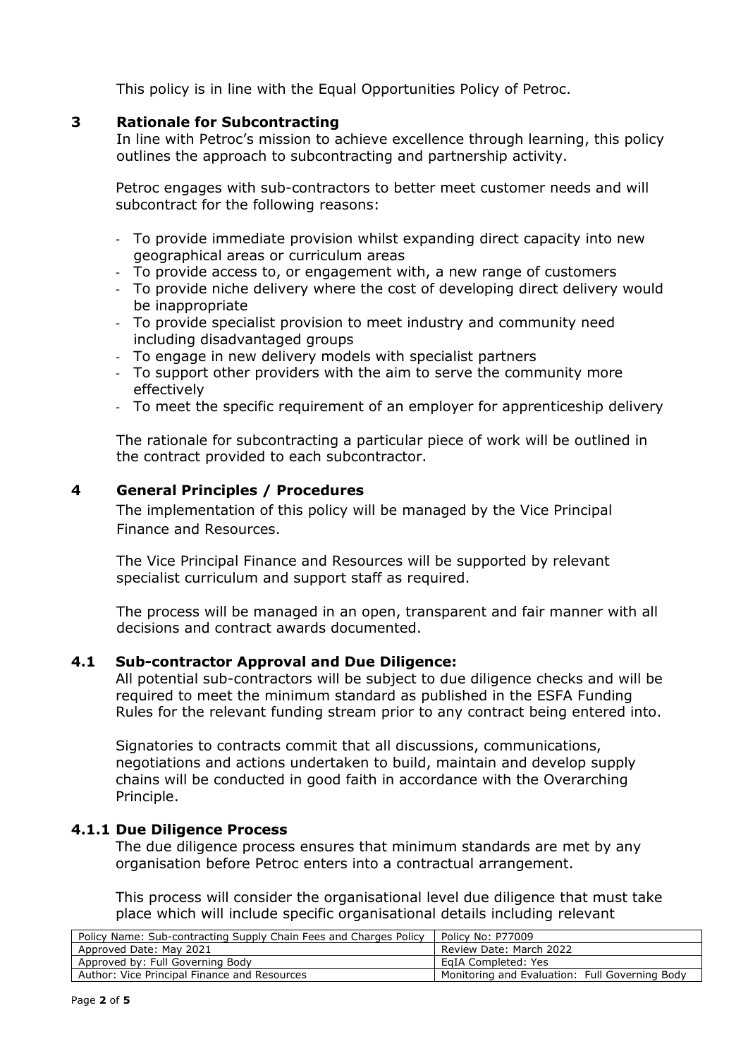This policy is in line with the Equal Opportunities Policy of Petroc.

## 3 Rationale for Subcontracting

In line with Petroc's mission to achieve excellence through learning, this policy outlines the approach to subcontracting and partnership activity.

Petroc engages with sub-contractors to better meet customer needs and will subcontract for the following reasons:

- To provide immediate provision whilst expanding direct capacity into new geographical areas or curriculum areas
- To provide access to, or engagement with, a new range of customers
- To provide niche delivery where the cost of developing direct delivery would be inappropriate
- To provide specialist provision to meet industry and community need including disadvantaged groups
- To engage in new delivery models with specialist partners
- To support other providers with the aim to serve the community more effectively
- To meet the specific requirement of an employer for apprenticeship delivery

The rationale for subcontracting a particular piece of work will be outlined in the contract provided to each subcontractor.

## 4 General Principles / Procedures

The implementation of this policy will be managed by the Vice Principal Finance and Resources.

The Vice Principal Finance and Resources will be supported by relevant specialist curriculum and support staff as required.

The process will be managed in an open, transparent and fair manner with all decisions and contract awards documented.

### 4.1 Sub-contractor Approval and Due Diligence:

All potential sub-contractors will be subject to due diligence checks and will be required to meet the minimum standard as published in the ESFA Funding Rules for the relevant funding stream prior to any contract being entered into.

Signatories to contracts commit that all discussions, communications, negotiations and actions undertaken to build, maintain and develop supply chains will be conducted in good faith in accordance with the Overarching Principle.

#### 4.1.1 Due Diligence Process

The due diligence process ensures that minimum standards are met by any organisation before Petroc enters into a contractual arrangement.

This process will consider the organisational level due diligence that must take place which will include specific organisational details including relevant

| Policy Name: Sub-contracting Supply Chain Fees and Charges Policy | Policy No: P77009 |
|---|---|
| Approved Date: May 2021 | Review Date: March 2022 |
| Approved by: Full Governing Body | EqIA Completed: Yes |
| Author: Vice Principal Finance and Resources | Monitoring and Evaluation: Full Governing Body |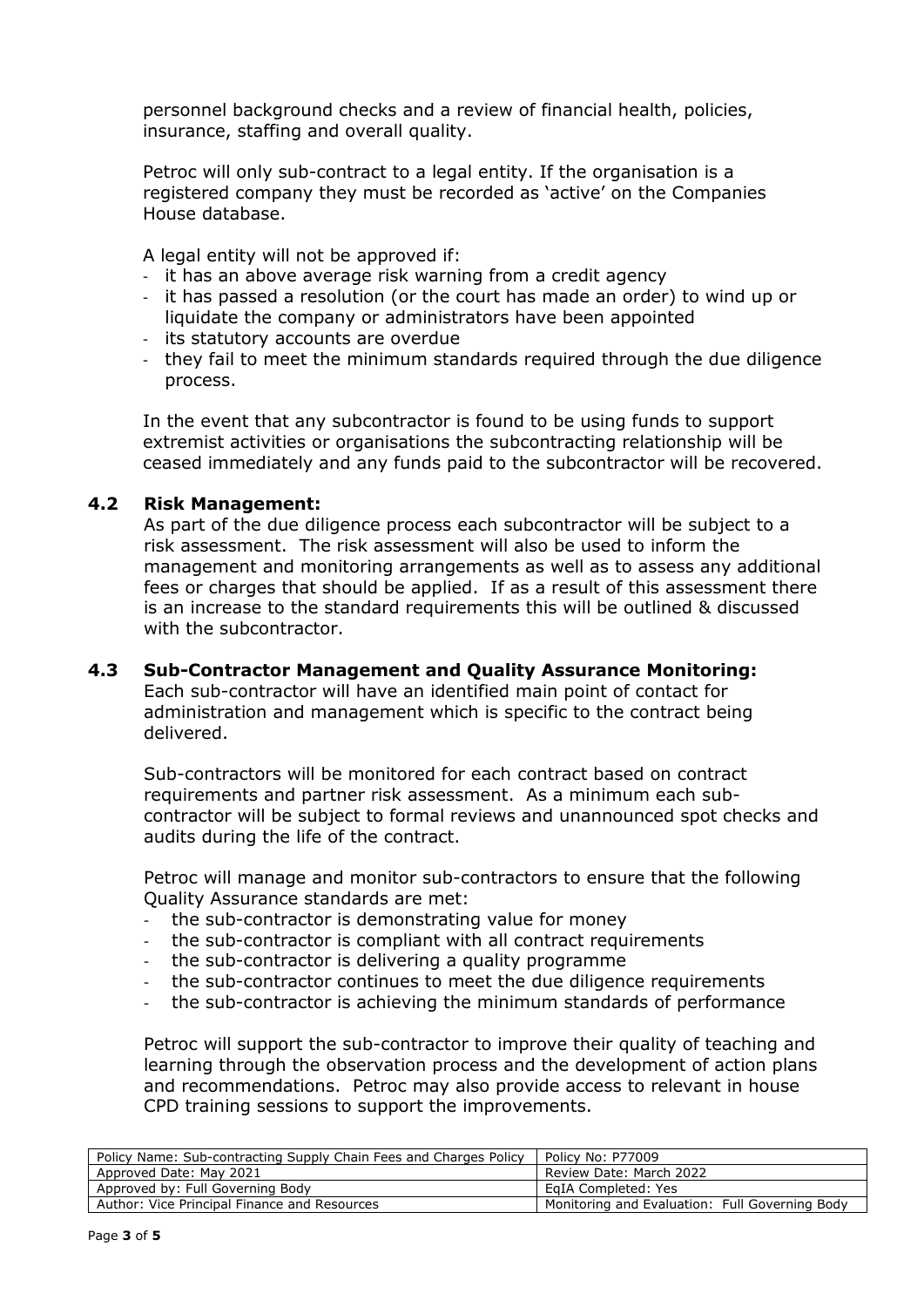personnel background checks and a review of financial health, policies, insurance, staffing and overall quality.

Petroc will only sub-contract to a legal entity. If the organisation is a registered company they must be recorded as 'active' on the Companies House database.

A legal entity will not be approved if:

- it has an above average risk warning from a credit agency
- it has passed a resolution (or the court has made an order) to wind up or liquidate the company or administrators have been appointed
- its statutory accounts are overdue
- they fail to meet the minimum standards required through the due diligence process.

In the event that any subcontractor is found to be using funds to support extremist activities or organisations the subcontracting relationship will be ceased immediately and any funds paid to the subcontractor will be recovered.

### 4.2 Risk Management:

As part of the due diligence process each subcontractor will be subject to a risk assessment. The risk assessment will also be used to inform the management and monitoring arrangements as well as to assess any additional fees or charges that should be applied. If as a result of this assessment there is an increase to the standard requirements this will be outlined & discussed with the subcontractor.

### 4.3 Sub-Contractor Management and Quality Assurance Monitoring:

Each sub-contractor will have an identified main point of contact for administration and management which is specific to the contract being delivered.

Sub-contractors will be monitored for each contract based on contract requirements and partner risk assessment. As a minimum each sub-contractor will be subject to formal reviews and unannounced spot checks and audits during the life of the contract.

Petroc will manage and monitor sub-contractors to ensure that the following Quality Assurance standards are met:

- the sub-contractor is demonstrating value for money
- the sub-contractor is compliant with all contract requirements
- the sub-contractor is delivering a quality programme
- the sub-contractor continues to meet the due diligence requirements
- the sub-contractor is achieving the minimum standards of performance

Petroc will support the sub-contractor to improve their quality of teaching and learning through the observation process and the development of action plans and recommendations. Petroc may also provide access to relevant in house CPD training sessions to support the improvements.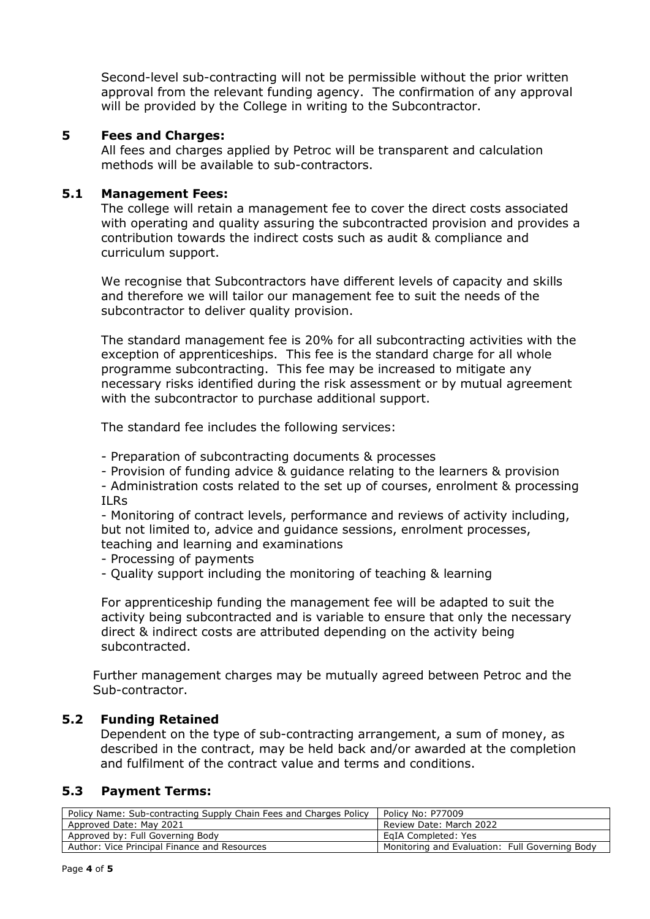Second-level sub-contracting will not be permissible without the prior written approval from the relevant funding agency. The confirmation of any approval will be provided by the College in writing to the Subcontractor.

## 5 Fees and Charges:

All fees and charges applied by Petroc will be transparent and calculation methods will be available to sub-contractors.

### 5.1 Management Fees:

The college will retain a management fee to cover the direct costs associated with operating and quality assuring the subcontracted provision and provides a contribution towards the indirect costs such as audit & compliance and curriculum support.

We recognise that Subcontractors have different levels of capacity and skills and therefore we will tailor our management fee to suit the needs of the subcontractor to deliver quality provision.

The standard management fee is 20% for all subcontracting activities with the exception of apprenticeships. This fee is the standard charge for all whole programme subcontracting. This fee may be increased to mitigate any necessary risks identified during the risk assessment or by mutual agreement with the subcontractor to purchase additional support.

The standard fee includes the following services:

- Preparation of subcontracting documents & processes
- Provision of funding advice & guidance relating to the learners & provision
- Administration costs related to the set up of courses, enrolment & processing ILRs
- Monitoring of contract levels, performance and reviews of activity including, but not limited to, advice and guidance sessions, enrolment processes, teaching and learning and examinations
- Processing of payments
- Quality support including the monitoring of teaching & learning

For apprenticeship funding the management fee will be adapted to suit the activity being subcontracted and is variable to ensure that only the necessary direct & indirect costs are attributed depending on the activity being subcontracted.

Further management charges may be mutually agreed between Petroc and the Sub-contractor.

### 5.2 Funding Retained

Dependent on the type of sub-contracting arrangement, a sum of money, as described in the contract, may be held back and/or awarded at the completion and fulfilment of the contract value and terms and conditions.

### 5.3 Payment Terms: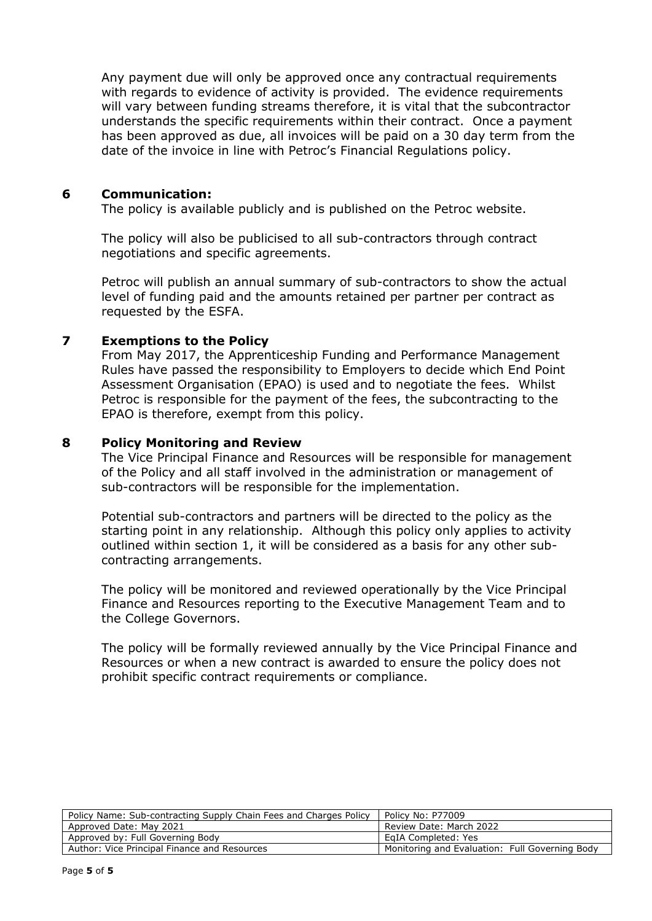Any payment due will only be approved once any contractual requirements with regards to evidence of activity is provided. The evidence requirements will vary between funding streams therefore, it is vital that the subcontractor understands the specific requirements within their contract. Once a payment has been approved as due, all invoices will be paid on a 30 day term from the date of the invoice in line with Petroc's Financial Regulations policy.

## 6 Communication:

The policy is available publicly and is published on the Petroc website.

The policy will also be publicised to all sub-contractors through contract negotiations and specific agreements.

Petroc will publish an annual summary of sub-contractors to show the actual level of funding paid and the amounts retained per partner per contract as requested by the ESFA.

## 7 Exemptions to the Policy

From May 2017, the Apprenticeship Funding and Performance Management Rules have passed the responsibility to Employers to decide which End Point Assessment Organisation (EPAO) is used and to negotiate the fees. Whilst Petroc is responsible for the payment of the fees, the subcontracting to the EPAO is therefore, exempt from this policy.

## 8 Policy Monitoring and Review

The Vice Principal Finance and Resources will be responsible for management of the Policy and all staff involved in the administration or management of sub-contractors will be responsible for the implementation.

Potential sub-contractors and partners will be directed to the policy as the starting point in any relationship. Although this policy only applies to activity outlined within section 1, it will be considered as a basis for any other sub-contracting arrangements.

The policy will be monitored and reviewed operationally by the Vice Principal Finance and Resources reporting to the Executive Management Team and to the College Governors.

The policy will be formally reviewed annually by the Vice Principal Finance and Resources or when a new contract is awarded to ensure the policy does not prohibit specific contract requirements or compliance.

| | |
|---|---|
| Policy Name: Sub-contracting Supply Chain Fees and Charges Policy | Policy No: P77009 |
| Approved Date: May 2021 | Review Date: March 2022 |
| Approved by: Full Governing Body | EqIA Completed: Yes |
| Author: Vice Principal Finance and Resources | Monitoring and Evaluation: Full Governing Body |